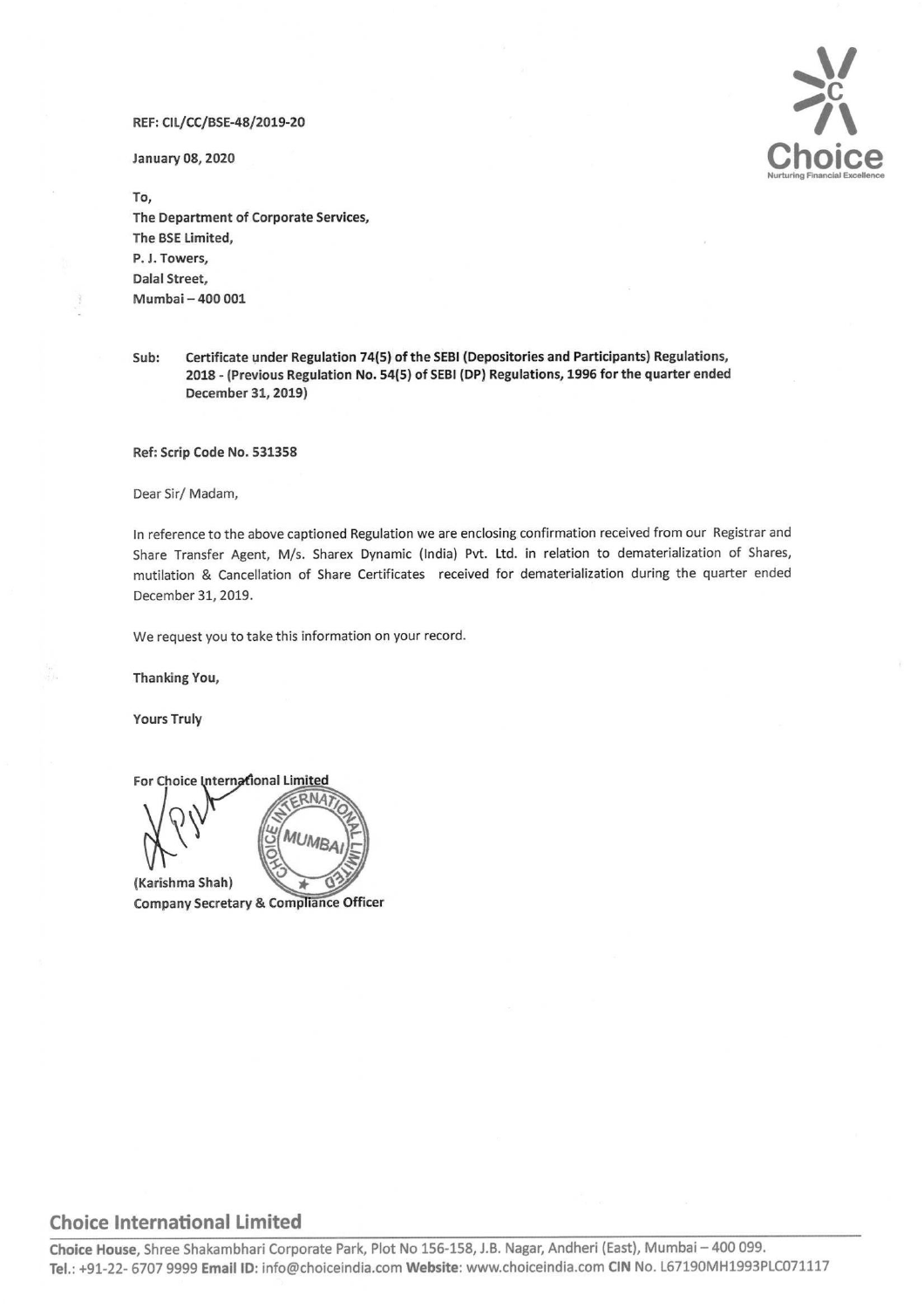REF: CIL/CC/BSE-48/2019-20

January 08, 2020

To,
The Department of Corporate Services,
The BSE Limited,
P. J. Towers,
Dalal Street,
Mumbai – 400 001

**Sub: Certificate under Regulation 74(5) of the SEBI (Depositories and Participants) Regulations, 2018 - (Previous Regulation No. 54(5) of SEBI (DP) Regulations, 1996 for the quarter ended December 31, 2019)**

**Ref: Scrip Code No. 531358**

Dear Sir/ Madam,

In reference to the above captioned Regulation we are enclosing confirmation received from our Registrar and Share Transfer Agent, M/s. Sharex Dynamic (India) Pvt. Ltd. in relation to dematerialization of Shares, mutilation & Cancellation of Share Certificates received for dematerialization during the quarter ended December 31, 2019.

We request you to take this information on your record.

**Thanking You,**

**Yours Truly**

**For Choice International Limited**

**(Karishma Shah)**
**Company Secretary & Compliance Officer**

**Choice International Limited**

**Choice House**, Shree Shakambhari Corporate Park, Plot No 156-158, J.B. Nagar, Andheri (East), Mumbai – 400 099.
**Tel.:** +91-22- 6707 9999 **Email ID:** info@choiceindia.com **Website:** www.choiceindia.com **CIN** No. L67190MH1993PLC071117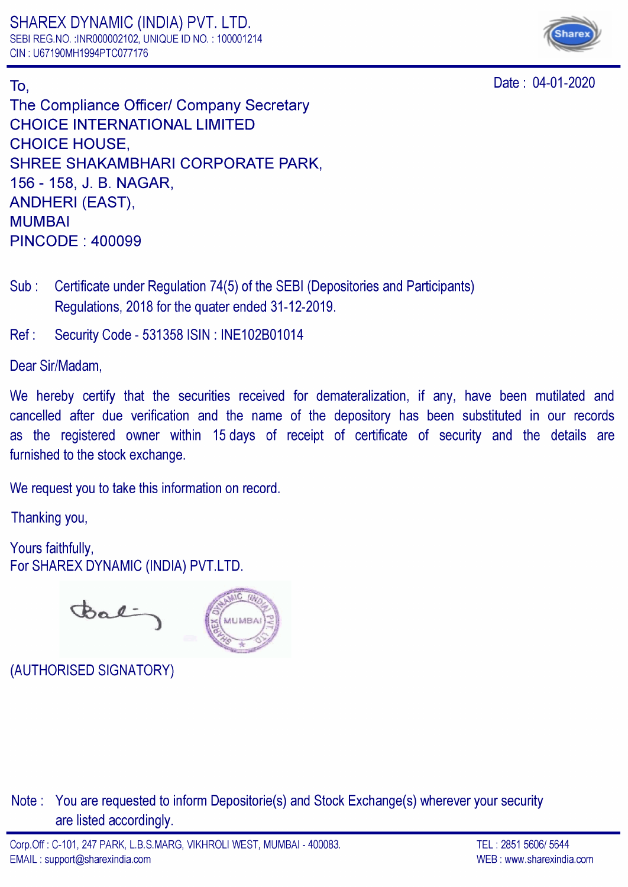# SHAREX DYNAMIC (INDIA) PVT. LTD.

SEBI REG.NO. :INR000002102, UNIQUE ID NO. : 100001214
CIN : U67190MH1994PTC077176

Date : 04-01-2020

To,
The Compliance Officer/ Company Secretary
CHOICE INTERNATIONAL LIMITED
CHOICE HOUSE,
SHREE SHAKAMBHARI CORPORATE PARK,
156 - 158, J. B. NAGAR,
ANDHERI (EAST),
MUMBAI
PINCODE : 400099

Sub : Certificate under Regulation 74(5) of the SEBI (Depositories and Participants) Regulations, 2018 for the quater ended 31-12-2019.

Ref : Security Code - 531358 ISIN : INE102B01014

Dear Sir/Madam,

We hereby certify that the securities received for dematerialization, if any, have been mutilated and cancelled after due verification and the name of the depository has been substituted in our records as the registered owner within 15 days of receipt of certificate of security and the details are furnished to the stock exchange.

We request you to take this information on record.

Thanking you,

Yours faithfully,
For SHAREX DYNAMIC (INDIA) PVT.LTD.

(AUTHORISED SIGNATORY)

Note : You are requested to inform Depositorie(s) and Stock Exchange(s) wherever your security are listed accordingly.

Corp.Off : C-101, 247 PARK, L.B.S.MARG, VIKHROLI WEST, MUMBAI - 400083.
EMAIL : support@sharexindia.com
TEL : 2851 5606/ 5644
WEB : www.sharexindia.com